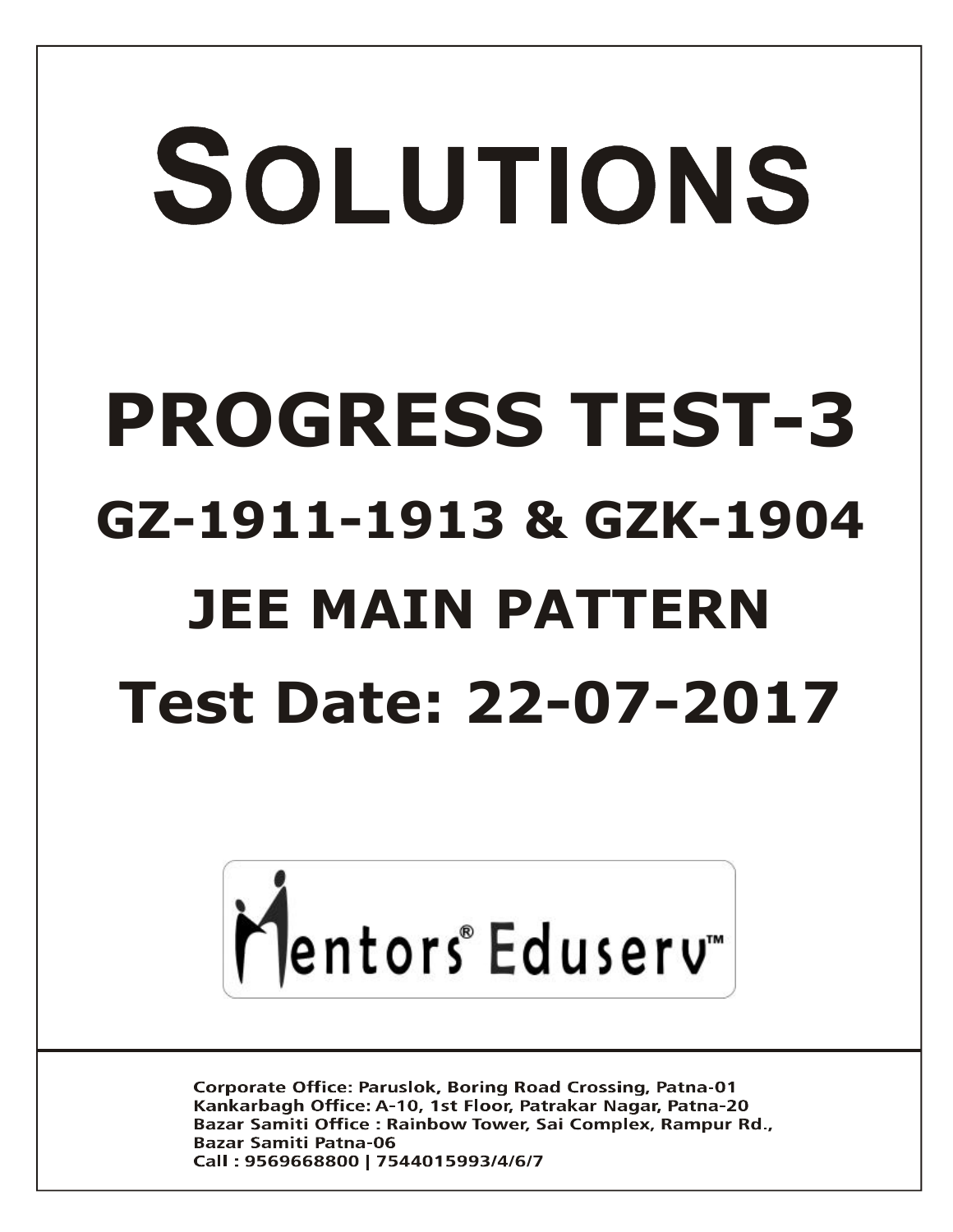# SOLUTIONS

# PROGRESS TEST-3

## GZ-1911-1913 & GZK-1904

## JEE MAIN PATTERN

## Test Date: 22-07-2017

Mentors® Eduserv™

**Corporate Office: Paruslok, Boring Road Crossing, Patna-01**
**Kankarbagh Office: A-10, 1st Floor, Patrakar Nagar, Patna-20**
**Bazar Samiti Office : Rainbow Tower, Sai Complex, Rampur Rd., Bazar Samiti Patna-06**
**Call : 9569668800 | 7544015993/4/6/7**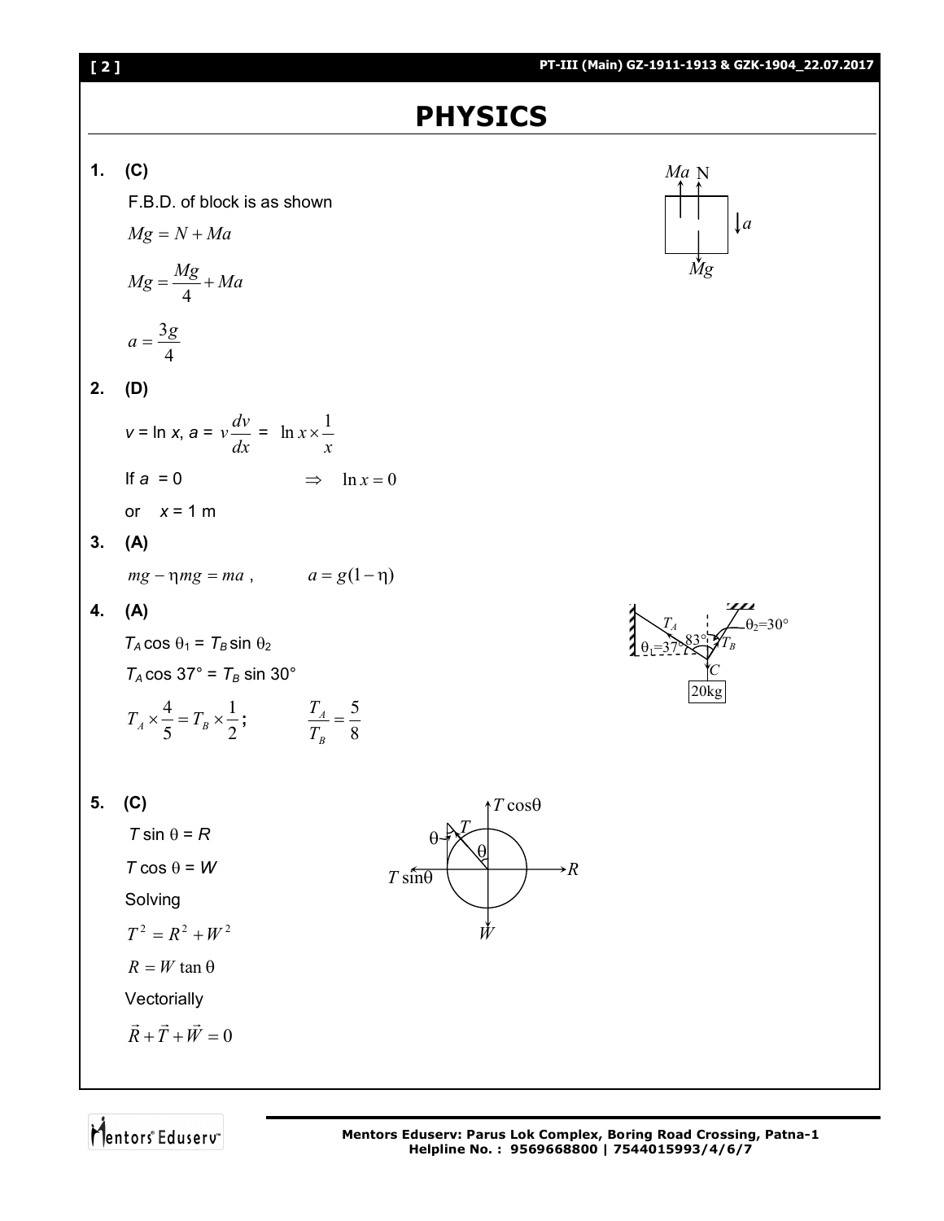# PHYSICS

**1. (C)**

F.B.D. of block is as shown

$$Mg = N + Ma$$

$$Mg = \frac{Mg}{4} + Ma$$

$$a = \frac{3g}{4}$$

**2. (D)**

$v = \ln x$, $a = v\frac{dv}{dx} = \ln x \times \frac{1}{x}$

If $a = 0$ $\Rightarrow$ $\ln x = 0$

or $x = 1$ m

**3. (A)**

$mg - \eta mg = ma$ , $a = g(1-\eta)$

**4. (A)**

$T_A \cos\theta_1 = T_B \sin\theta_2$

$T_A \cos 37° = T_B \sin 30°$

$T_A \times \frac{4}{5} = T_B \times \frac{1}{2}$; $\frac{T_A}{T_B} = \frac{5}{8}$

**5. (C)**

$T \sin\theta = R$

$T \cos\theta = W$

Solving

$$T^2 = R^2 + W^2$$

$$R = W\tan\theta$$

Vectorially

$$\vec{R} + \vec{T} + \vec{W} = 0$$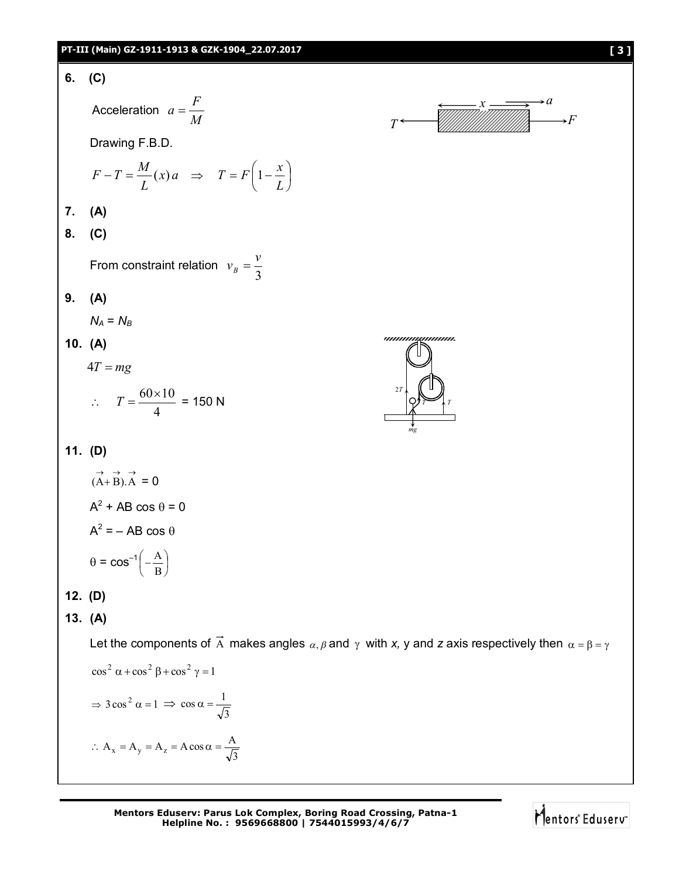**6. (C)**

Acceleration $a = \frac{F}{M}$

Drawing F.B.D.

$$F - T = \frac{M}{L}(x)a \quad \Rightarrow \quad T = F\left(1 - \frac{x}{L}\right)$$

**7. (A)**

**8. (C)**

From constraint relation $v_B = \frac{v}{3}$

**9. (A)**

$N_A = N_B$

**10. (A)**

$4T = mg$

$\therefore \quad T = \frac{60 \times 10}{4}$ = 150 N

**11. (D)**

$(\vec{A} + \vec{B}).\vec{A} = 0$

$A^2 + AB\cos\theta = 0$

$A^2 = -AB\cos\theta$

$\theta = \cos^{-1}\left(-\frac{A}{B}\right)$

**12. (D)**

**13. (A)**

Let the components of $\vec{A}$ makes angles $\alpha, \beta$ and $\gamma$ with *x,* y and *z* axis respectively then $\alpha = \beta = \gamma$

$\cos^2\alpha + \cos^2\beta + \cos^2\gamma = 1$

$\Rightarrow 3\cos^2\alpha = 1 \Rightarrow \cos\alpha = \frac{1}{\sqrt{3}}$

$\therefore A_x = A_y = A_z = A\cos\alpha = \frac{A}{\sqrt{3}}$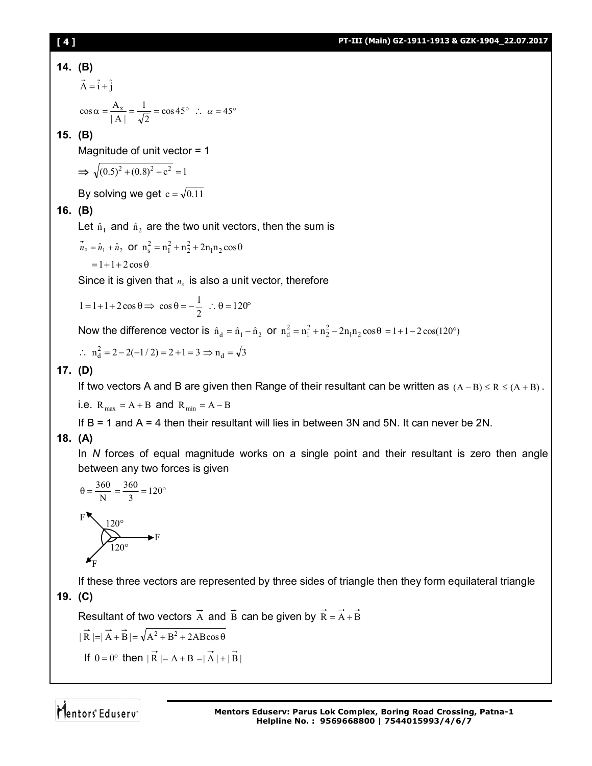**14. (B)**

$\vec{A} = \hat{i} + \hat{j}$

$\cos\alpha = \frac{A_x}{|A|} = \frac{1}{\sqrt{2}} = \cos 45° \;\therefore\; \alpha = 45°$

**15. (B)**

Magnitude of unit vector = 1

$\Rightarrow \sqrt{(0.5)^2 + (0.8)^2 + c^2} = 1$

By solving we get $c = \sqrt{0.11}$

**16. (B)**

Let $\hat{n}_1$ and $\hat{n}_2$ are the two unit vectors, then the sum is

$\vec{n}_s = \hat{n}_1 + \hat{n}_2$ or $n_s^2 = n_1^2 + n_2^2 + 2n_1n_2\cos\theta$

$= 1 + 1 + 2\cos\theta$

Since it is given that $n_s$ is also a unit vector, therefore

$1 = 1 + 1 + 2\cos\theta \Rightarrow \cos\theta = -\frac{1}{2} \;\therefore\; \theta = 120°$

Now the difference vector is $\hat{n}_d = \hat{n}_1 - \hat{n}_2$ or $n_d^2 = n_1^2 + n_2^2 - 2n_1n_2\cos\theta = 1 + 1 - 2\cos(120°)$

$\therefore\; n_d^2 = 2 - 2(-1/2) = 2 + 1 = 3 \Rightarrow n_d = \sqrt{3}$

**17. (D)**

If two vectors A and B are given then Range of their resultant can be written as $(A - B) \le R \le (A + B)$.

i.e. $R_{max} = A + B$ and $R_{min} = A - B$

If B = 1 and A = 4 then their resultant will lies in between 3N and 5N. It can never be 2N.

**18. (A)**

In *N* forces of equal magnitude works on a single point and their resultant is zero then angle between any two forces is given

$\theta = \frac{360}{N} = \frac{360}{3} = 120°$

If these three vectors are represented by three sides of triangle then they form equilateral triangle

**19. (C)**

Resultant of two vectors $\vec{A}$ and $\vec{B}$ can be given by $\vec{R} = \vec{A} + \vec{B}$

$|\vec{R}| = |\vec{A} + \vec{B}| = \sqrt{A^2 + B^2 + 2AB\cos\theta}$

If $\theta = 0°$ then $|\vec{R}| = A + B = |\vec{A}| + |\vec{B}|$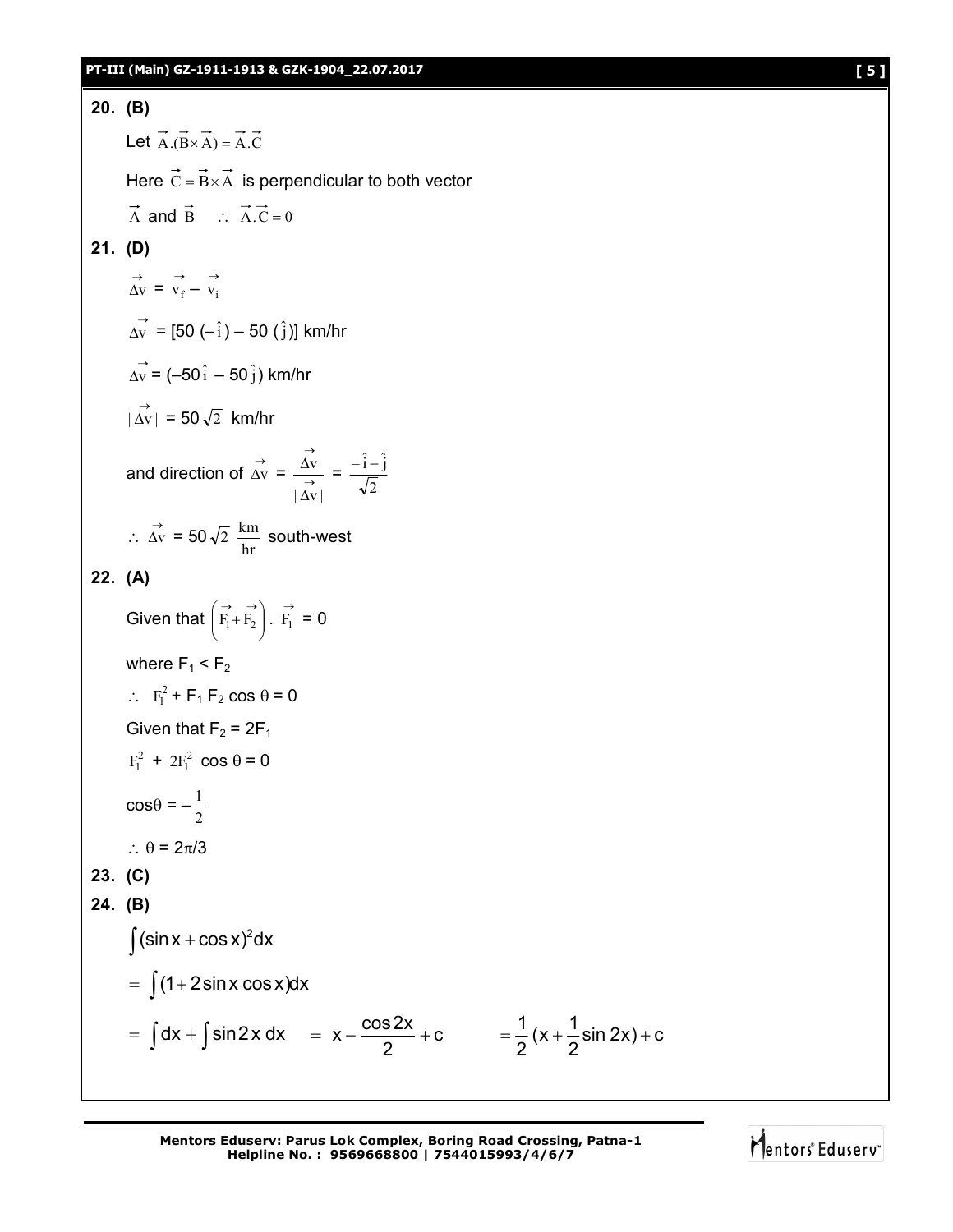**20. (B)**

Let $\vec{A}.(\vec{B}\times\vec{A}) = \vec{A}.\vec{C}$

Here $\vec{C} = \vec{B}\times\vec{A}$ is perpendicular to both vector

$\vec{A}$ and $\vec{B}$ $\quad \therefore \; \vec{A}.\vec{C} = 0$

**21. (D)**

$\vec{\Delta v} = \vec{v_f} - \vec{v_i}$

$\vec{\Delta v}$ = [50 $(-\hat{i})$ – 50 $(\hat{j})$] km/hr

$\vec{\Delta v}$ = $(-50\hat{i} - 50\hat{j})$ km/hr

$|\vec{\Delta v}|$ = $50\sqrt{2}$ km/hr

and direction of $\vec{\Delta v} = \dfrac{\vec{\Delta v}}{|\vec{\Delta v}|} = \dfrac{-\hat{i}-\hat{j}}{\sqrt{2}}$

$\therefore \; \vec{\Delta v} = 50\sqrt{2} \; \dfrac{\text{km}}{\text{hr}}$ south-west

**22. (A)**

Given that $\left(\vec{F_1}+\vec{F_2}\right).\;\vec{F_1} = 0$

where $F_1 < F_2$

$\therefore \; F_1^2 + F_1 F_2 \cos\theta = 0$

Given that $F_2 = 2F_1$

$F_1^2 + 2F_1^2 \cos\theta = 0$

$\cos\theta = -\dfrac{1}{2}$

$\therefore \; \theta = 2\pi/3$

**23. (C)**

**24. (B)**

$\int(\sin x + \cos x)^2 dx$

$= \int(1 + 2\sin x\cos x)dx$

$= \int dx + \int \sin 2x \, dx \quad = x - \dfrac{\cos 2x}{2} + c \qquad = \dfrac{1}{2}(x + \dfrac{1}{2}\sin 2x) + c$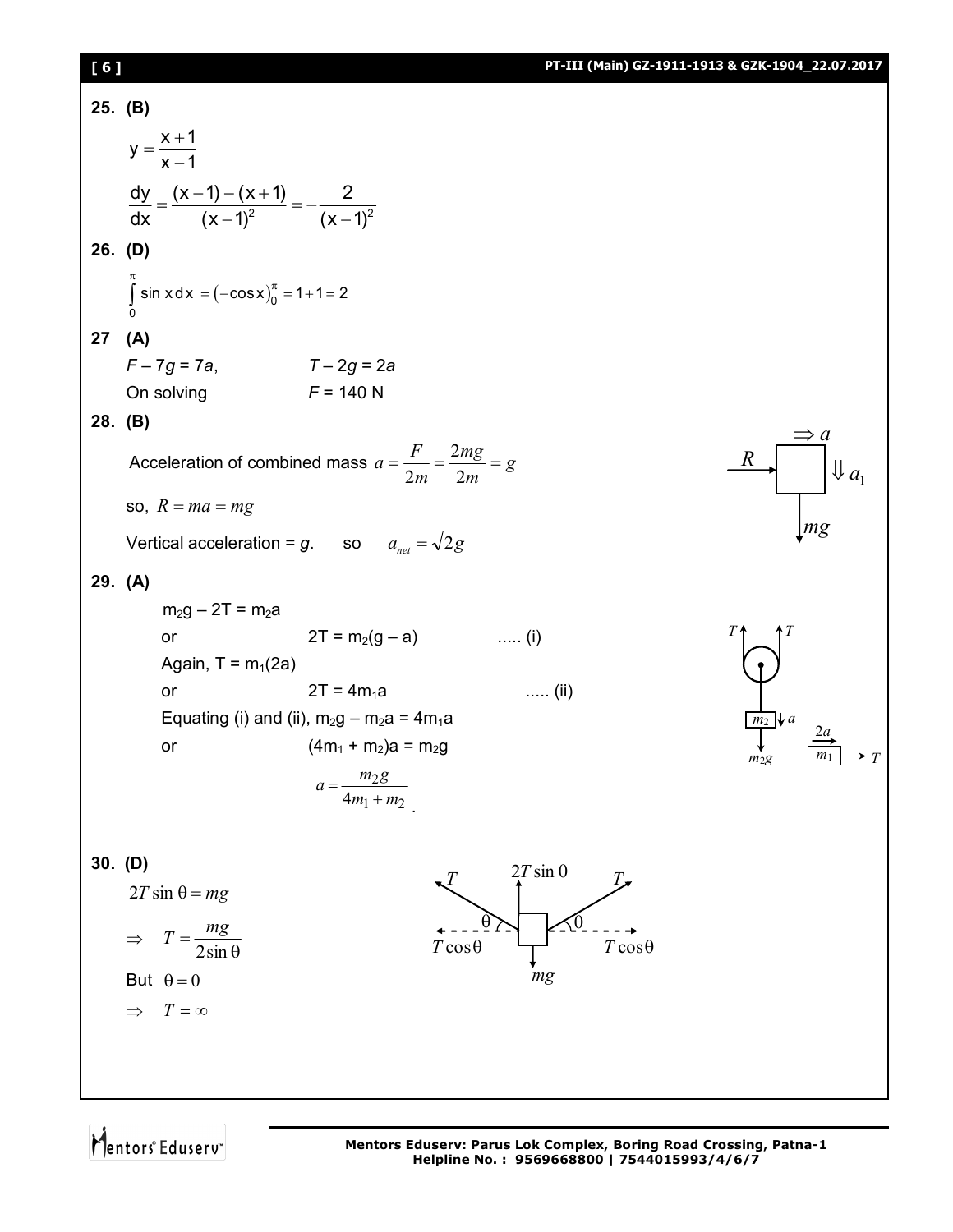**25. (B)**

$$y = \frac{x+1}{x-1}$$

$$\frac{dy}{dx} = \frac{(x-1)-(x+1)}{(x-1)^2} = -\frac{2}{(x-1)^2}$$

**26. (D)**

$$\int_0^{\pi} \sin x\, dx = (-\cos x)_0^{\pi} = 1+1 = 2$$

**27 (A)**

$F - 7g = 7a$, $T - 2g = 2a$

On solving $F = 140$ N

**28. (B)**

Acceleration of combined mass $a = \frac{F}{2m} = \frac{2mg}{2m} = g$

so, $R = ma = mg$

Vertical acceleration = $g$. so $a_{net} = \sqrt{2}g$

**29. (A)**

$m_2g - 2T = m_2a$

or $2T = m_2(g - a)$ ..... (i)

Again, $T = m_1(2a)$

or $2T = 4m_1a$ ..... (ii)

Equating (i) and (ii), $m_2g - m_2a = 4m_1a$

or $(4m_1 + m_2)a = m_2g$

$$a = \frac{m_2 g}{4m_1 + m_2}.$$

**30. (D)**

$$2T\sin\theta = mg$$

$$\Rightarrow \quad T = \frac{mg}{2\sin\theta}$$

But $\theta = 0$

$$\Rightarrow \quad T = \infty$$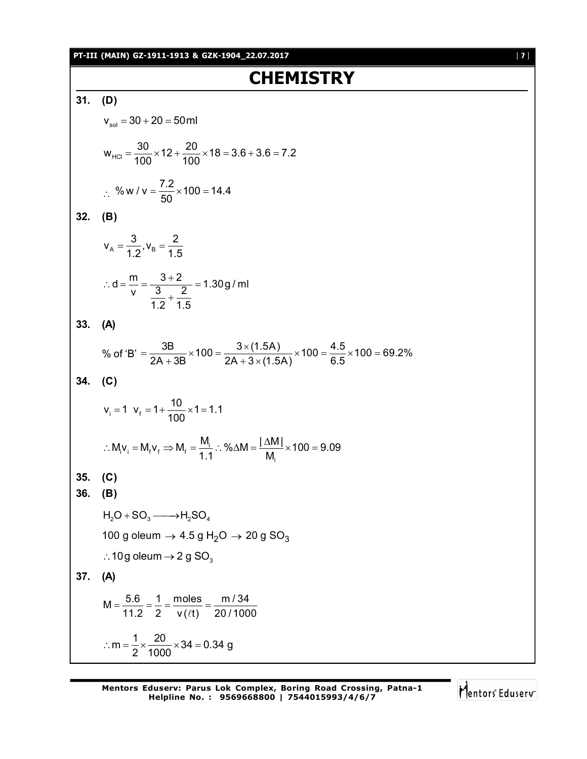# CHEMISTRY

**31. (D)**

$$v_{sol} = 30 + 20 = 50\,\text{ml}$$

$$w_{HCl} = \frac{30}{100} \times 12 + \frac{20}{100} \times 18 = 3.6 + 3.6 = 7.2$$

$$\therefore \ \%\,w/v = \frac{7.2}{50} \times 100 = 14.4$$

**32. (B)**

$$v_A = \frac{3}{1.2}, v_B = \frac{2}{1.5}$$

$$\therefore d = \frac{m}{v} = \frac{3+2}{\frac{3}{1.2} + \frac{2}{1.5}} = 1.30\,\text{g/ml}$$

**33. (A)**

$$\%\text{ of 'B'} = \frac{3B}{2A + 3B} \times 100 = \frac{3 \times (1.5A)}{2A + 3 \times (1.5A)} \times 100 = \frac{4.5}{6.5} \times 100 = 69.2\%$$

**34. (C)**

$$v_i = 1 \quad v_f = 1 + \frac{10}{100} \times 1 = 1.1$$

$$\therefore M_i v_i = M_f v_f \Rightarrow M_f = \frac{M_i}{1.1} \therefore \%\Delta M = \frac{|\Delta M|}{M_i} \times 100 = 9.09$$

**35. (C)**

**36. (B)**

$$H_2O + SO_3 \longrightarrow H_2SO_4$$

100 g oleum $\rightarrow$ 4.5 g $H_2O$ $\rightarrow$ 20 g $SO_3$

$\therefore$ 10 g oleum $\rightarrow$ 2 g $SO_3$

**37. (A)**

$$M = \frac{5.6}{11.2} = \frac{1}{2} = \frac{\text{moles}}{v(\ell t)} = \frac{m/34}{20/1000}$$

$$\therefore m = \frac{1}{2} \times \frac{20}{1000} \times 34 = 0.34\text{ g}$$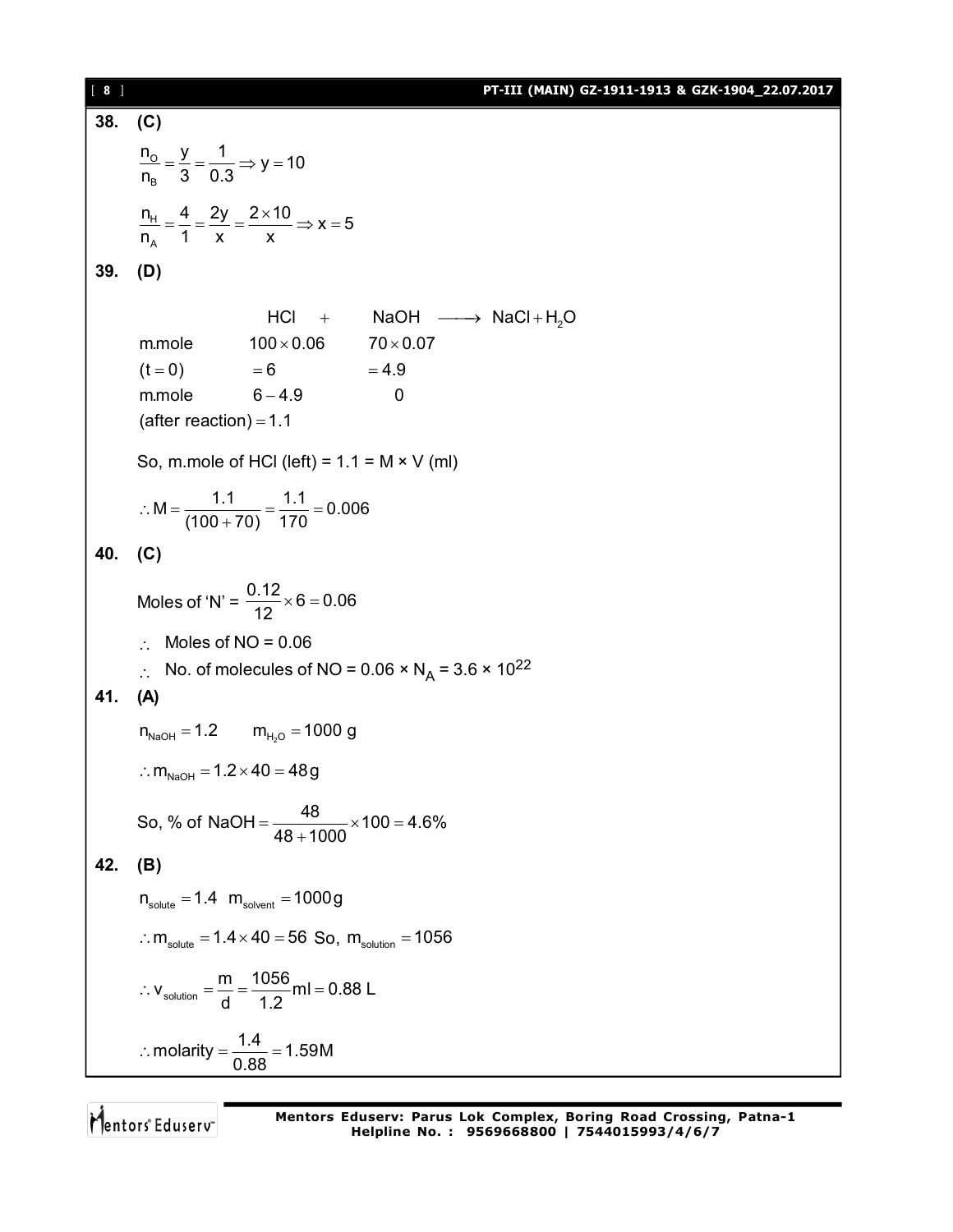**38. (C)**

$$\frac{n_O}{n_B} = \frac{y}{3} = \frac{1}{0.3} \Rightarrow y = 10$$

$$\frac{n_H}{n_A} = \frac{4}{1} = \frac{2y}{x} = \frac{2 \times 10}{x} \Rightarrow x = 5$$

**39. (D)**

| | HCl + | NaOH $\longrightarrow$ NaCl + $H_2O$ |
|---|---|---|
| m.mole | $100 \times 0.06$ | $70 \times 0.07$ |
| $(t = 0)$ | $= 6$ | $= 4.9$ |
| m.mole | $6 - 4.9$ | 0 |
| (after reaction) $= 1.1$ | | |

So, m.mole of HCl (left) = 1.1 = M × V (ml)

$$\therefore M = \frac{1.1}{(100 + 70)} = \frac{1.1}{170} = 0.006$$

**40. (C)**

Moles of 'N' = $\frac{0.12}{12} \times 6 = 0.06$

$\therefore$ Moles of NO = 0.06

$\therefore$ No. of molecules of NO = $0.06 \times N_A = 3.6 \times 10^{22}$

**41. (A)**

$n_{NaOH} = 1.2 \qquad m_{H_2O} = 1000$ g

$\therefore m_{NaOH} = 1.2 \times 40 = 48$ g

So, % of NaOH $= \frac{48}{48 + 1000} \times 100 = 4.6\%$

**42. (B)**

$n_{solute} = 1.4 \;\; m_{solvent} = 1000$ g

$\therefore m_{solute} = 1.4 \times 40 = 56$ So, $m_{solution} = 1056$

$\therefore v_{solution} = \frac{m}{d} = \frac{1056}{1.2}$ ml $= 0.88$ L

$\therefore$ molarity $= \frac{1.4}{0.88} = 1.59$M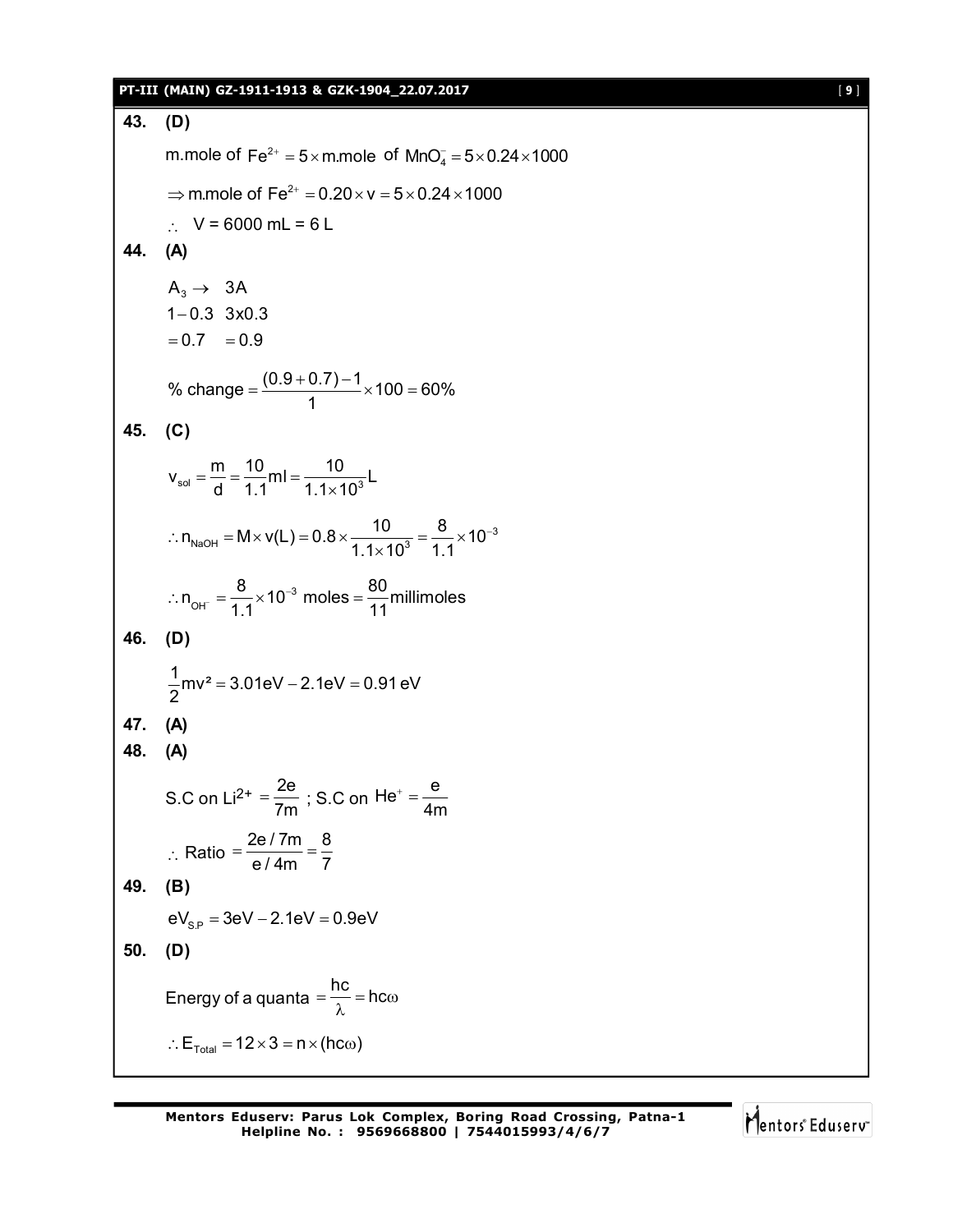**43. (D)**

m.mole of $Fe^{2+} = 5 \times$ m.mole of $MnO_4^- = 5 \times 0.24 \times 1000$

$\Rightarrow$ m.mole of $Fe^{2+} = 0.20 \times v = 5 \times 0.24 \times 1000$

$\therefore$ V = 6000 mL = 6 L

**44. (A)**

$$
\begin{array}{ll}
A_3 \rightarrow & 3A \\
1-0.3 & 3x0.3 \\
=0.7 & =0.9
\end{array}
$$

$$\% \text{ change} = \frac{(0.9+0.7)-1}{1} \times 100 = 60\%$$

**45. (C)**

$$v_{sol} = \frac{m}{d} = \frac{10}{1.1} ml = \frac{10}{1.1 \times 10^3} L$$

$$\therefore n_{NaOH} = M \times v(L) = 0.8 \times \frac{10}{1.1 \times 10^3} = \frac{8}{1.1} \times 10^{-3}$$

$$\therefore n_{OH^-} = \frac{8}{1.1} \times 10^{-3} \text{ moles} = \frac{80}{11} \text{millimoles}$$

**46. (D)**

$$\frac{1}{2}mv^2 = 3.01eV - 2.1eV = 0.91\,eV$$

**47. (A)**

**48. (A)**

S.C on $Li^{2+} = \dfrac{2e}{7m}$ ; S.C on $He^+ = \dfrac{e}{4m}$

$$\therefore \text{Ratio} = \frac{2e/7m}{e/4m} = \frac{8}{7}$$

**49. (B)**

$$eV_{S.P} = 3eV - 2.1eV = 0.9eV$$

**50. (D)**

$$\text{Energy of a quanta} = \frac{hc}{\lambda} = hc\omega$$

$$\therefore E_{Total} = 12 \times 3 = n \times (hc\omega)$$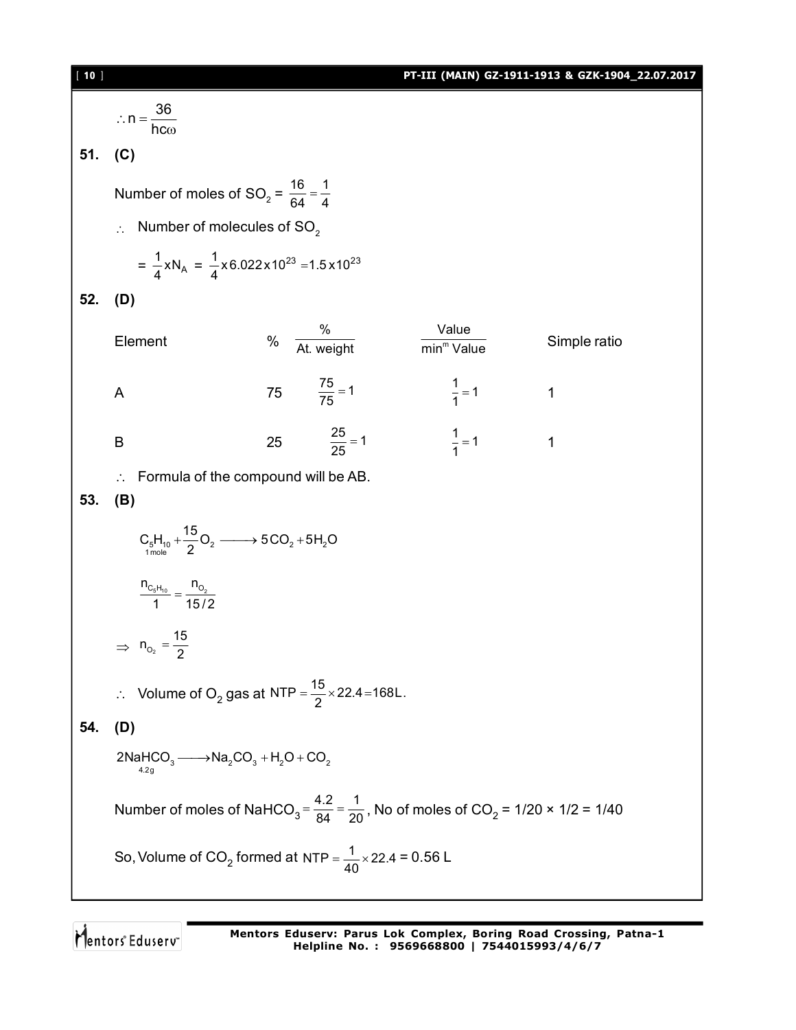$$\therefore n = \frac{36}{hc\omega}$$

**51. (C)**

Number of moles of $SO_2$ = $\frac{16}{64} = \frac{1}{4}$

$\therefore$ Number of molecules of $SO_2$

$$= \frac{1}{4} x N_A = \frac{1}{4} x 6.022 x 10^{23} = 1.5 x 10^{23}$$

**52. (D)**

| Element | % | $\frac{\%}{\text{At. weight}}$ | $\frac{\text{Value}}{\text{min}^m \text{ Value}}$ | Simple ratio |
|---|---|---|---|---|
| A | 75 | $\frac{75}{75} = 1$ | $\frac{1}{1} = 1$ | 1 |
| B | 25 | $\frac{25}{25} = 1$ | $\frac{1}{1} = 1$ | 1 |

$\therefore$ Formula of the compound will be AB.

**53. (B)**

$$\underset{1\,\text{mole}}{C_5H_{10}} + \frac{15}{2}O_2 \longrightarrow 5CO_2 + 5H_2O$$

$$\frac{n_{C_5H_{10}}}{1} = \frac{n_{O_2}}{15/2}$$

$$\Rightarrow n_{O_2} = \frac{15}{2}$$

$\therefore$ Volume of $O_2$ gas at $NTP = \frac{15}{2} \times 22.4 = 168L$.

**54. (D)**

$$\underset{4.2g}{2NaHCO_3} \longrightarrow Na_2CO_3 + H_2O + CO_2$$

Number of moles of $NaHCO_3 = \frac{4.2}{84} = \frac{1}{20}$, No of moles of $CO_2$ = 1/20 × 1/2 = 1/40

So, Volume of $CO_2$ formed at $NTP = \frac{1}{40} \times 22.4$ = 0.56 L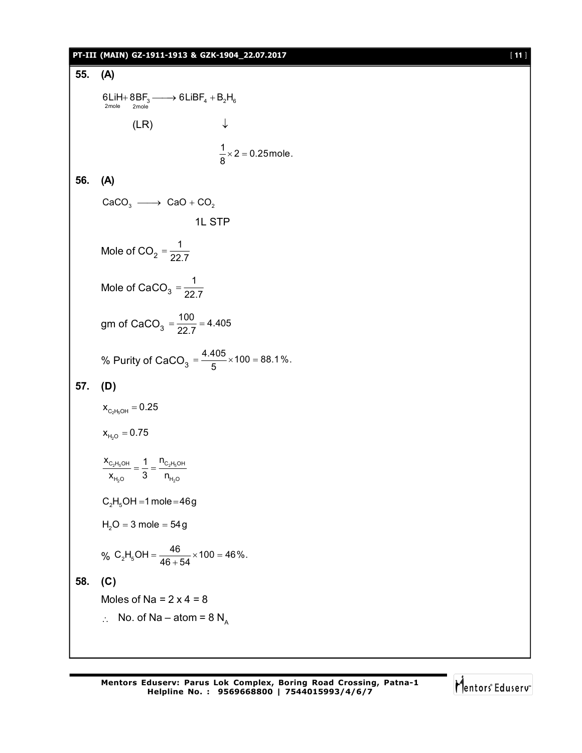**55. (A)**

$$\underset{2\text{mole}}{6LiH} + \underset{2\text{mole}}{8BF_3} \longrightarrow 6LiBF_4 + B_2H_6$$

(LR) $\downarrow$

$$\frac{1}{8} \times 2 = 0.25\text{mole}.$$

**56. (A)**

$$CaCO_3 \longrightarrow CaO + CO_2$$

1L STP

$$\text{Mole of } CO_2 = \frac{1}{22.7}$$

$$\text{Mole of } CaCO_3 = \frac{1}{22.7}$$

$$\text{gm of } CaCO_3 = \frac{100}{22.7} = 4.405$$

$$\%\text{ Purity of } CaCO_3 = \frac{4.405}{5} \times 100 = 88.1\%.$$

**57. (D)**

$$x_{C_2H_5OH} = 0.25$$

$$x_{H_2O} = 0.75$$

$$\frac{x_{C_2H_5OH}}{x_{H_2O}} = \frac{1}{3} = \frac{n_{C_2H_5OH}}{n_{H_2O}}$$

$$C_2H_5OH = 1\text{ mole} = 46\text{g}$$

$$H_2O = 3\text{ mole} = 54\text{ g}$$

$$\%\ C_2H_5OH = \frac{46}{46 + 54} \times 100 = 46\%.$$

**58. (C)**

Moles of Na = 2 x 4 = 8

$\therefore$ No. of Na – atom = 8 $N_A$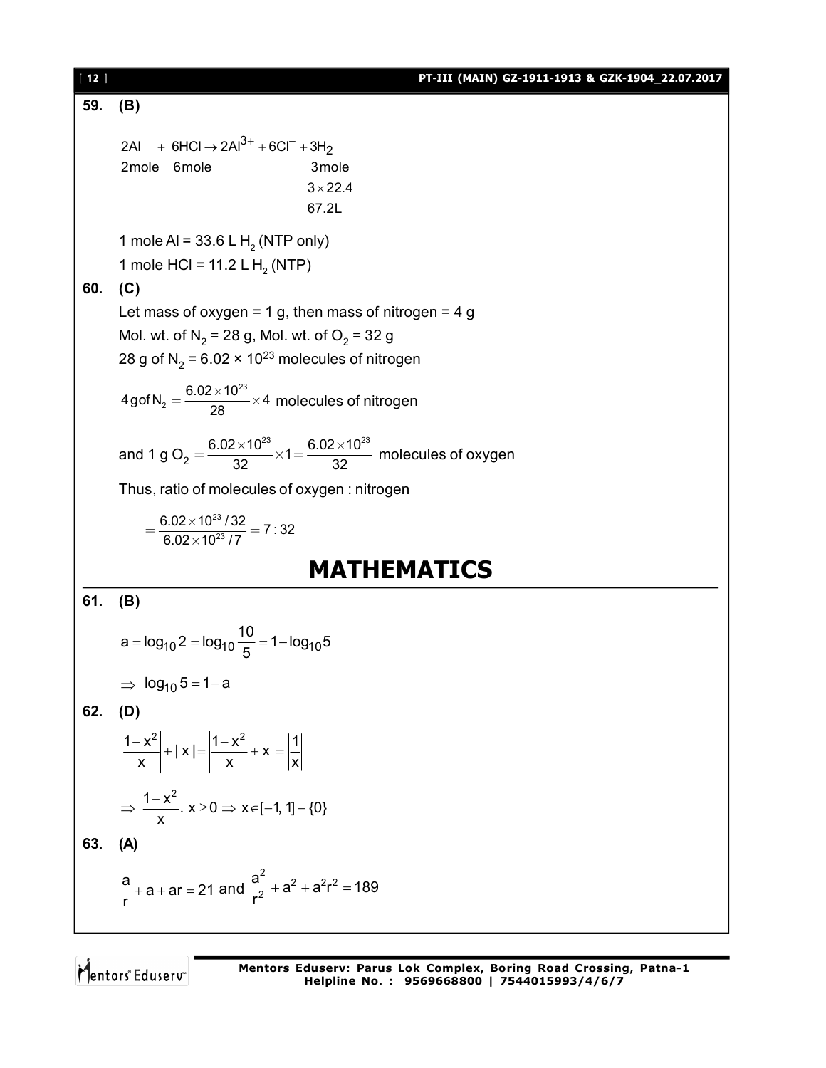**59. (B)**

$$2Al \;+\; 6HCl \rightarrow 2Al^{3+} + 6Cl^{-} + 3H_2$$

2mole &nbsp;&nbsp; 6mole &nbsp;&nbsp;&nbsp;&nbsp;&nbsp;&nbsp;&nbsp;&nbsp;&nbsp;&nbsp;&nbsp;&nbsp;&nbsp;&nbsp;&nbsp; 3mole

$3 \times 22.4$

67.2L

1 mole Al = 33.6 L $H_2$ (NTP only)

1 mole HCl = 11.2 L $H_2$ (NTP)

**60. (C)**

Let mass of oxygen = 1 g, then mass of nitrogen = 4 g

Mol. wt. of $N_2$ = 28 g, Mol. wt. of $O_2$ = 32 g

28 g of $N_2$ = $6.02 \times 10^{23}$ molecules of nitrogen

$$4\,g\,of\,N_2 = \frac{6.02 \times 10^{23}}{28} \times 4 \text{ molecules of nitrogen}$$

$$\text{and } 1\text{ g } O_2 = \frac{6.02 \times 10^{23}}{32} \times 1 = \frac{6.02 \times 10^{23}}{32} \text{ molecules of oxygen}$$

Thus, ratio of molecules of oxygen : nitrogen

$$= \frac{6.02 \times 10^{23}/32}{6.02 \times 10^{23}/7} = 7:32$$

# MATHEMATICS

**61. (B)**

$$a = \log_{10} 2 = \log_{10} \frac{10}{5} = 1 - \log_{10} 5$$

$$\Rightarrow \log_{10} 5 = 1 - a$$

**62. (D)**

$$\left|\frac{1-x^2}{x}\right| + |x| = \left|\frac{1-x^2}{x} + x\right| = \left|\frac{1}{x}\right|$$

$$\Rightarrow \frac{1-x^2}{x}.\, x \geq 0 \Rightarrow x \in [-1, 1] - \{0\}$$

**63. (A)**

$$\frac{a}{r} + a + ar = 21 \text{ and } \frac{a^2}{r^2} + a^2 + a^2r^2 = 189$$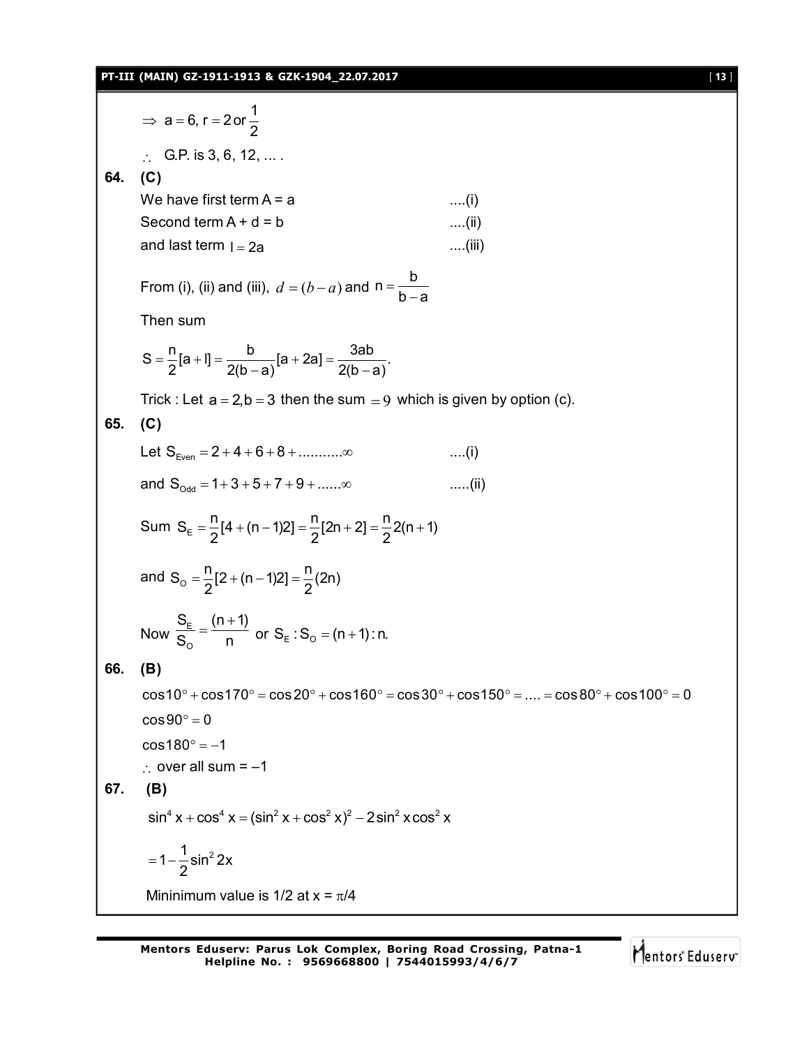$\Rightarrow$ $a = 6$, $r = 2$ or $\frac{1}{2}$

$\therefore$ G.P. is 3, 6, 12, ... .

**64. (C)**

We have first term A = a ....(i)

Second term A + d = b ....(ii)

and last term $l = 2a$ ....(iii)

From (i), (ii) and (iii), $d = (b - a)$ and $n = \frac{b}{b-a}$

Then sum

$$S = \frac{n}{2}[a + l] = \frac{b}{2(b-a)}[a + 2a] = \frac{3ab}{2(b-a)}.$$

Trick : Let $a = 2, b = 3$ then the sum $= 9$ which is given by option (c).

**65. (C)**

Let $S_{Even} = 2 + 4 + 6 + 8 + ..........\infty$ ....(i)

and $S_{Odd} = 1 + 3 + 5 + 7 + 9 + ......\infty$ .....(ii)

Sum $S_E = \frac{n}{2}[4 + (n-1)2] = \frac{n}{2}[2n + 2] = \frac{n}{2}2(n+1)$

and $S_O = \frac{n}{2}[2 + (n-1)2] = \frac{n}{2}(2n)$

Now $\frac{S_E}{S_O} = \frac{(n+1)}{n}$ or $S_E : S_O = (n+1) : n.$

**66. (B)**

$\cos 10^\circ + \cos 170^\circ = \cos 20^\circ + \cos 160^\circ = \cos 30^\circ + \cos 150^\circ = .... = \cos 80^\circ + \cos 100^\circ = 0$

$\cos 90^\circ = 0$

$\cos 180^\circ = -1$

$\therefore$ over all sum = –1

**67. (B)**

$\sin^4 x + \cos^4 x = (\sin^2 x + \cos^2 x)^2 - 2\sin^2 x \cos^2 x$

$= 1 - \frac{1}{2}\sin^2 2x$

Mininimum value is 1/2 at $x = \pi/4$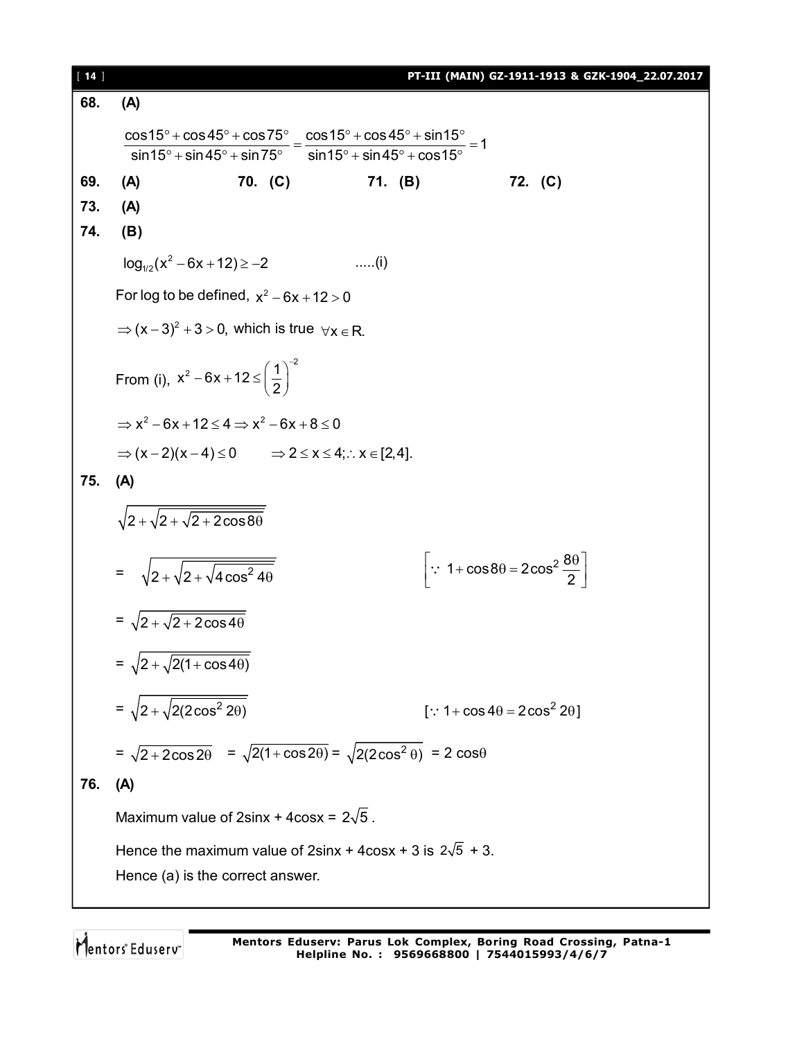**68. (A)**

$$\frac{\cos15^\circ+\cos45^\circ+\cos75^\circ}{\sin15^\circ+\sin45^\circ+\sin75^\circ}=\frac{\cos15^\circ+\cos45^\circ+\sin15^\circ}{\sin15^\circ+\sin45^\circ+\cos15^\circ}=1$$

**69. (A)** **70. (C)** **71. (B)** **72. (C)**

**73. (A)**

**74. (B)**

$\log_{1/2}(x^2-6x+12)\geq -2$ .....(i)

For log to be defined, $x^2-6x+12>0$

$\Rightarrow (x-3)^2+3>0$, which is true $\forall x\in R$.

From (i), $x^2-6x+12\leq\left(\frac{1}{2}\right)^{-2}$

$\Rightarrow x^2-6x+12\leq 4\Rightarrow x^2-6x+8\leq 0$

$\Rightarrow (x-2)(x-4)\leq 0 \qquad \Rightarrow 2\leq x\leq 4; \therefore x\in[2,4]$.

**75. (A)**

$\sqrt{2+\sqrt{2+\sqrt{2+2\cos8\theta}}}$

$=\sqrt{2+\sqrt{2+\sqrt{4\cos^2 4\theta}}}$ $\qquad \left[\because 1+\cos8\theta=2\cos^2\frac{8\theta}{2}\right]$

$=\sqrt{2+\sqrt{2+2\cos4\theta}}$

$=\sqrt{2+\sqrt{2(1+\cos4\theta)}}$

$=\sqrt{2+\sqrt{2(2\cos^2 2\theta)}}$ $\qquad [\because 1+\cos4\theta=2\cos^2 2\theta]$

$=\sqrt{2+2\cos2\theta}$ $=\sqrt{2(1+\cos2\theta)}=\sqrt{2(2\cos^2\theta)}$ $=2\cos\theta$

**76. (A)**

Maximum value of 2sinx + 4cosx = $2\sqrt{5}$.

Hence the maximum value of 2sinx + 4cosx + 3 is $2\sqrt{5}$ + 3.

Hence (a) is the correct answer.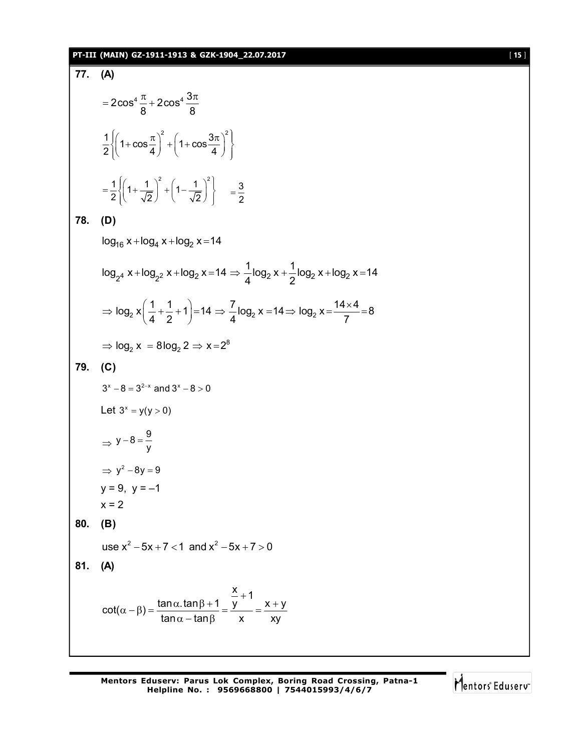**77. (A)**

$$= 2\cos^4\frac{\pi}{8} + 2\cos^4\frac{3\pi}{8}$$

$$\frac{1}{2}\left\{\left(1+\cos\frac{\pi}{4}\right)^2 + \left(1+\cos\frac{3\pi}{4}\right)^2\right\}$$

$$= \frac{1}{2}\left\{\left(1+\frac{1}{\sqrt{2}}\right)^2 + \left(1-\frac{1}{\sqrt{2}}\right)^2\right\} \quad = \frac{3}{2}$$

**78. (D)**

$$\log_{16} x + \log_4 x + \log_2 x = 14$$

$$\log_{2^4} x + \log_{2^2} x + \log_2 x = 14 \Rightarrow \frac{1}{4}\log_2 x + \frac{1}{2}\log_2 x + \log_2 x = 14$$

$$\Rightarrow \log_2 x\left(\frac{1}{4}+\frac{1}{2}+1\right) = 14 \Rightarrow \frac{7}{4}\log_2 x = 14 \Rightarrow \log_2 x = \frac{14\times 4}{7} = 8$$

$$\Rightarrow \log_2 x = 8\log_2 2 \Rightarrow x = 2^8$$

**79. (C)**

$3^x - 8 = 3^{2-x}$ and $3^x - 8 > 0$

Let $3^x = y (y > 0)$

$$\Rightarrow y - 8 = \frac{9}{y}$$

$$\Rightarrow y^2 - 8y = 9$$

$y = 9,\ y = -1$

$x = 2$

**80. (B)**

use $x^2 - 5x + 7 < 1$ and $x^2 - 5x + 7 > 0$

**81. (A)**

$$\cot(\alpha - \beta) = \frac{\tan\alpha.\tan\beta + 1}{\tan\alpha - \tan\beta} = \frac{\frac{x}{y}+1}{x} = \frac{x+y}{xy}$$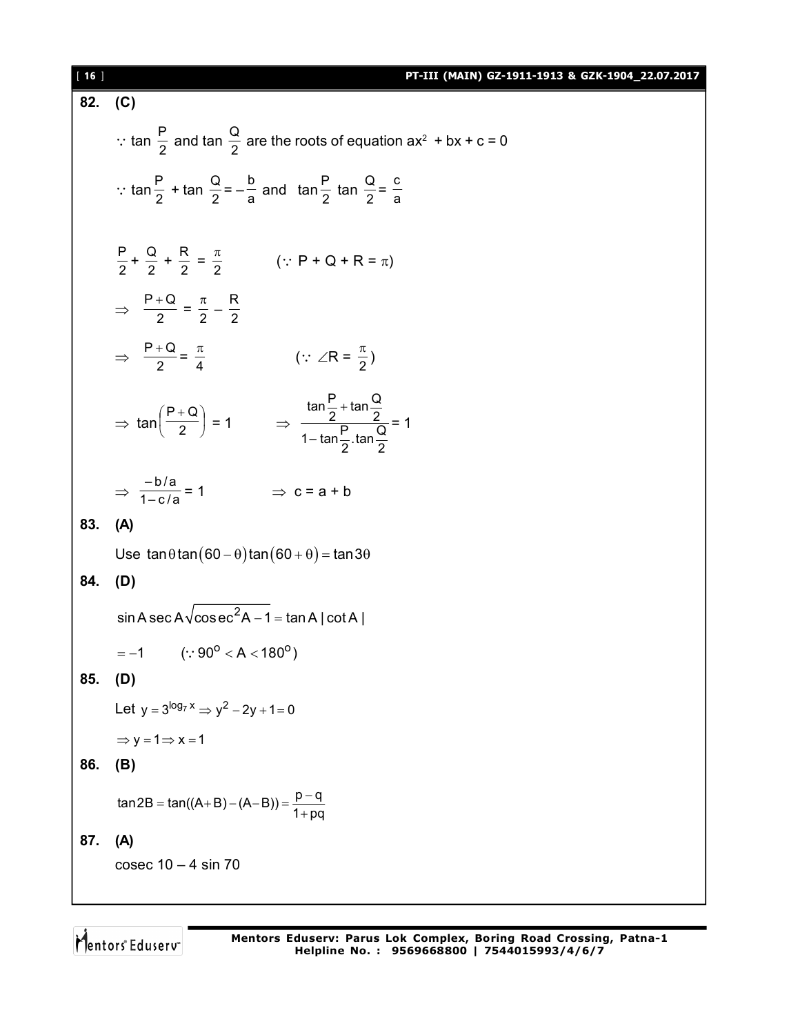**82. (C)**

$\because \tan\frac{P}{2}$ and $\tan\frac{Q}{2}$ are the roots of equation $ax^2 + bx + c = 0$

$\because \tan\frac{P}{2} + \tan\frac{Q}{2} = -\frac{b}{a}$ and $\tan\frac{P}{2}\tan\frac{Q}{2} = \frac{c}{a}$

$\frac{P}{2} + \frac{Q}{2} + \frac{R}{2} = \frac{\pi}{2}$ $\quad (\because P + Q + R = \pi)$

$\Rightarrow \frac{P+Q}{2} = \frac{\pi}{2} - \frac{R}{2}$

$\Rightarrow \frac{P+Q}{2} = \frac{\pi}{4}$ $\quad (\because \angle R = \frac{\pi}{2})$

$\Rightarrow \tan\left(\frac{P+Q}{2}\right) = 1 \quad \Rightarrow \frac{\tan\frac{P}{2} + \tan\frac{Q}{2}}{1 - \tan\frac{P}{2}.\tan\frac{Q}{2}} = 1$

$\Rightarrow \frac{-b/a}{1-c/a} = 1 \quad \Rightarrow c = a + b$

**83. (A)**

Use $\tan\theta\tan(60-\theta)\tan(60+\theta) = \tan 3\theta$

**84. (D)**

$\sin A \sec A\sqrt{\text{cosec}^2 A - 1} = \tan A\,|\cot A|$

$= -1 \quad (\because 90^o < A < 180^o)$

**85. (D)**

Let $y = 3^{\log_7 x} \Rightarrow y^2 - 2y + 1 = 0$

$\Rightarrow y = 1 \Rightarrow x = 1$

**86. (B)**

$\tan 2B = \tan((A+B)-(A-B)) = \frac{p-q}{1+pq}$

**87. (A)**

cosec 10 – 4 sin 70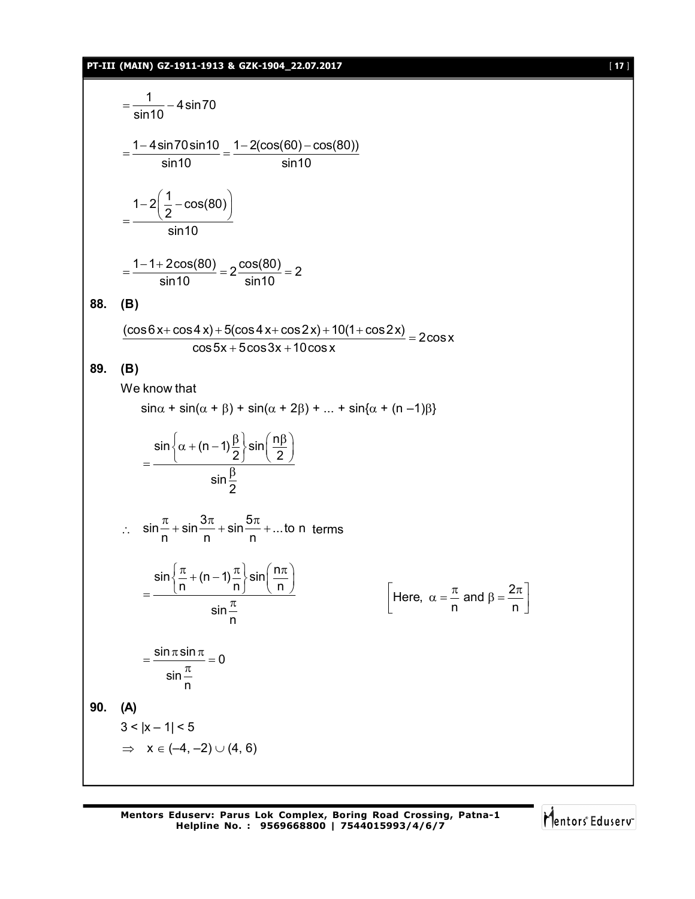$$= \frac{1}{\sin 10} - 4\sin 70$$

$$= \frac{1 - 4\sin 70 \sin 10}{\sin 10} = \frac{1 - 2(\cos(60) - \cos(80))}{\sin 10}$$

$$= \frac{1 - 2\left(\frac{1}{2} - \cos(80)\right)}{\sin 10}$$

$$= \frac{1 - 1 + 2\cos(80)}{\sin 10} = 2\frac{\cos(80)}{\sin 10} = 2$$

**88. (B)**

$$\frac{(\cos 6x + \cos 4x) + 5(\cos 4x + \cos 2x) + 10(1 + \cos 2x)}{\cos 5x + 5\cos 3x + 10\cos x} = 2\cos x$$

**89. (B)**

We know that

$\sin\alpha + \sin(\alpha + \beta) + \sin(\alpha + 2\beta) + ... + \sin\{\alpha + (n - 1)\beta\}$

$$= \frac{\sin\left\{\alpha + (n-1)\frac{\beta}{2}\right\}\sin\left(\frac{n\beta}{2}\right)}{\sin\frac{\beta}{2}}$$

$$\therefore \quad \sin\frac{\pi}{n} + \sin\frac{3\pi}{n} + \sin\frac{5\pi}{n} + ... \text{to } n \text{ terms}$$

$$= \frac{\sin\left\{\frac{\pi}{n} + (n-1)\frac{\pi}{n}\right\}\sin\left(\frac{n\pi}{n}\right)}{\sin\frac{\pi}{n}} \qquad \left[\text{Here, } \alpha = \frac{\pi}{n} \text{ and } \beta = \frac{2\pi}{n}\right]$$

$$= \frac{\sin\pi \sin\pi}{\sin\frac{\pi}{n}} = 0$$

**90. (A)**

$3 < |x - 1| < 5$

$\Rightarrow \quad x \in (-4, -2) \cup (4, 6)$